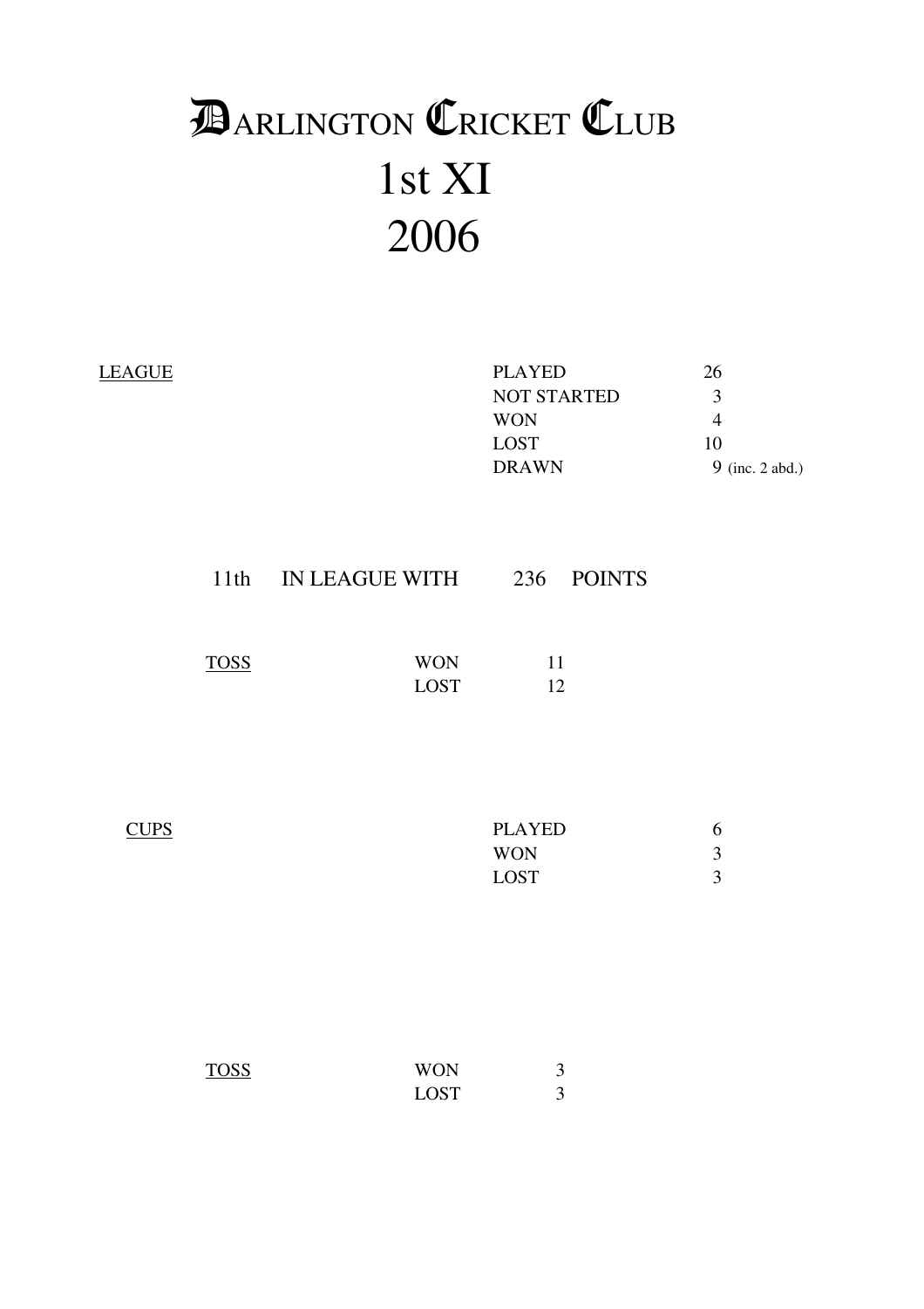# DARLINGTON CRICKET CLUB
# 1st XI
# 2006

<u>LEAGUE</u>

| | |
|---|---|
| PLAYED | 26 |
| NOT STARTED | 3 |
| WON | 4 |
| LOST | 10 |
| DRAWN | 9 (inc. 2 abd.) |

11th IN LEAGUE WITH 236 POINTS

<u>TOSS</u>

| | |
|---|---|
| WON | 11 |
| LOST | 12 |

<u>CUPS</u>

| | |
|---|---|
| PLAYED | 6 |
| WON | 3 |
| LOST | 3 |

<u>TOSS</u>

| | |
|---|---|
| WON | 3 |
| LOST | 3 |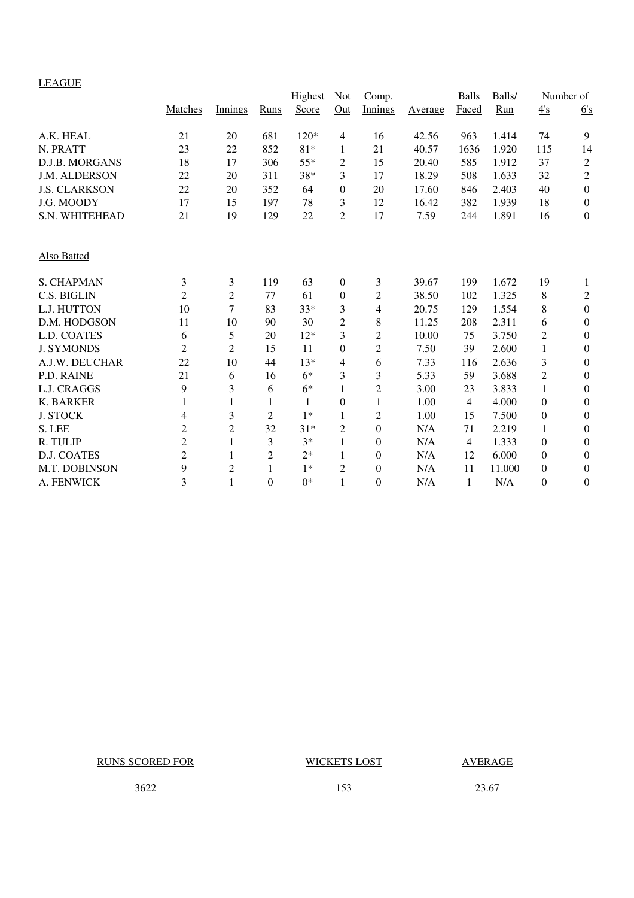LEAGUE

| | Matches | Innings | Runs | Highest Score | Not Out | Comp. Innings | Average | Balls Faced | Balls/ Run | Number of 4's | 6's |
|---|---|---|---|---|---|---|---|---|---|---|---|
| A.K. HEAL | 21 | 20 | 681 | 120* | 4 | 16 | 42.56 | 963 | 1.414 | 74 | 9 |
| N. PRATT | 23 | 22 | 852 | 81* | 1 | 21 | 40.57 | 1636 | 1.920 | 115 | 14 |
| D.J.B. MORGANS | 18 | 17 | 306 | 55* | 2 | 15 | 20.40 | 585 | 1.912 | 37 | 2 |
| J.M. ALDERSON | 22 | 20 | 311 | 38* | 3 | 17 | 18.29 | 508 | 1.633 | 32 | 2 |
| J.S. CLARKSON | 22 | 20 | 352 | 64 | 0 | 20 | 17.60 | 846 | 2.403 | 40 | 0 |
| J.G. MOODY | 17 | 15 | 197 | 78 | 3 | 12 | 16.42 | 382 | 1.939 | 18 | 0 |
| S.N. WHITEHEAD | 21 | 19 | 129 | 22 | 2 | 17 | 7.59 | 244 | 1.891 | 16 | 0 |

Also Batted

| | Matches | Innings | Runs | Highest Score | Not Out | Comp. Innings | Average | Balls Faced | Balls/ Run | 4's | 6's |
|---|---|---|---|---|---|---|---|---|---|---|---|
| S. CHAPMAN | 3 | 3 | 119 | 63 | 0 | 3 | 39.67 | 199 | 1.672 | 19 | 1 |
| C.S. BIGLIN | 2 | 2 | 77 | 61 | 0 | 2 | 38.50 | 102 | 1.325 | 8 | 2 |
| L.J. HUTTON | 10 | 7 | 83 | 33* | 3 | 4 | 20.75 | 129 | 1.554 | 8 | 0 |
| D.M. HODGSON | 11 | 10 | 90 | 30 | 2 | 8 | 11.25 | 208 | 2.311 | 6 | 0 |
| L.D. COATES | 6 | 5 | 20 | 12* | 3 | 2 | 10.00 | 75 | 3.750 | 2 | 0 |
| J. SYMONDS | 2 | 2 | 15 | 11 | 0 | 2 | 7.50 | 39 | 2.600 | 1 | 0 |
| A.J.W. DEUCHAR | 22 | 10 | 44 | 13* | 4 | 6 | 7.33 | 116 | 2.636 | 3 | 0 |
| P.D. RAINE | 21 | 6 | 16 | 6* | 3 | 3 | 5.33 | 59 | 3.688 | 2 | 0 |
| L.J. CRAGGS | 9 | 3 | 6 | 6* | 1 | 2 | 3.00 | 23 | 3.833 | 1 | 0 |
| K. BARKER | 1 | 1 | 1 | 1 | 0 | 1 | 1.00 | 4 | 4.000 | 0 | 0 |
| J. STOCK | 4 | 3 | 2 | 1* | 1 | 2 | 1.00 | 15 | 7.500 | 0 | 0 |
| S. LEE | 2 | 2 | 32 | 31* | 2 | 0 | N/A | 71 | 2.219 | 1 | 0 |
| R. TULIP | 2 | 1 | 3 | 3* | 1 | 0 | N/A | 4 | 1.333 | 0 | 0 |
| D.J. COATES | 2 | 1 | 2 | 2* | 1 | 0 | N/A | 12 | 6.000 | 0 | 0 |
| M.T. DOBINSON | 9 | 2 | 1 | 1* | 2 | 0 | N/A | 11 | 11.000 | 0 | 0 |
| A. FENWICK | 3 | 1 | 0 | 0* | 1 | 0 | N/A | 1 | N/A | 0 | 0 |

| RUNS SCORED FOR | WICKETS LOST | AVERAGE |
|---|---|---|
| 3622 | 153 | 23.67 |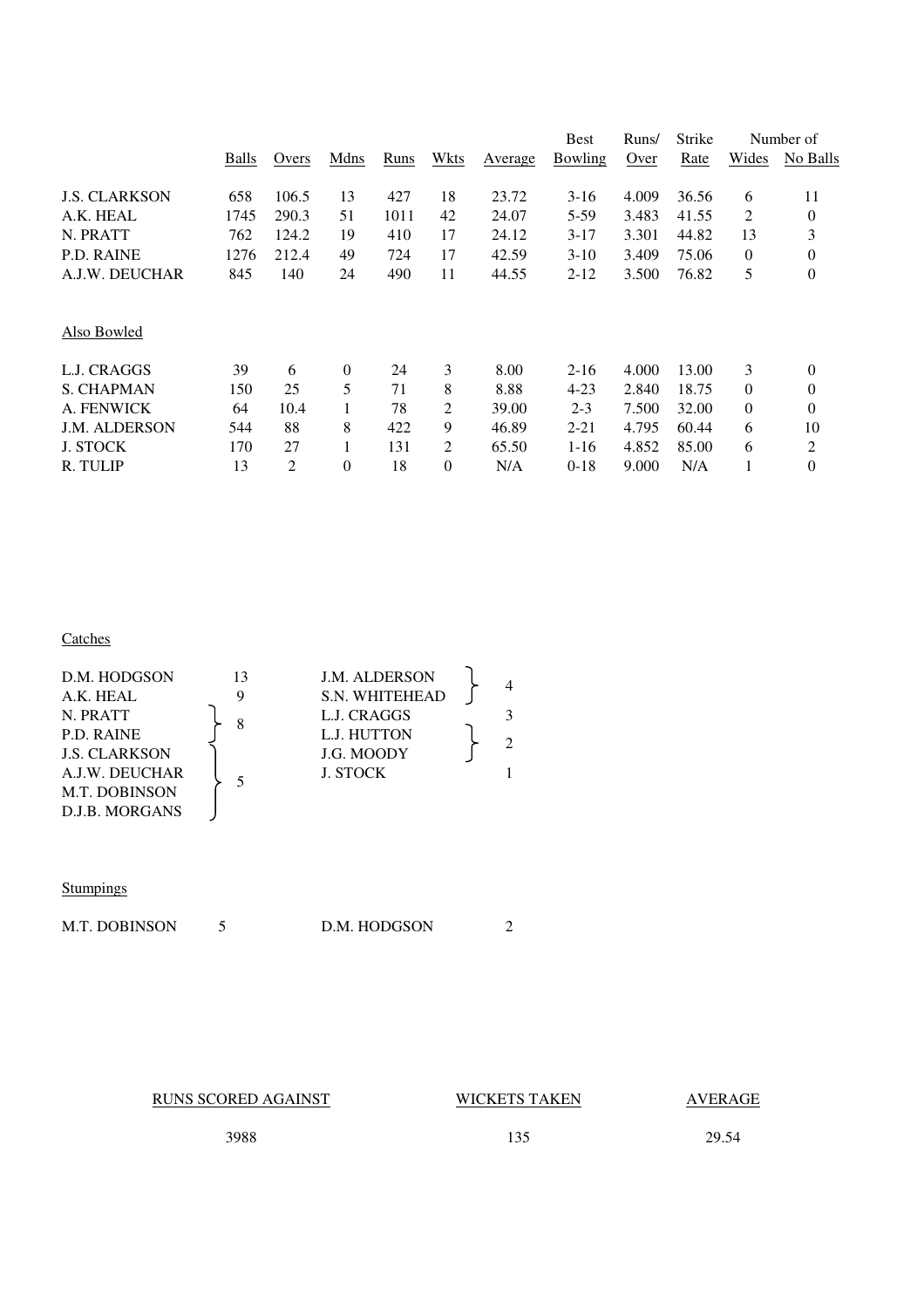| | Balls | Overs | Mdns | Runs | Wkts | Average | Best Bowling | Runs/ Over | Strike Rate | Number of Wides | No Balls |
|---|---|---|---|---|---|---|---|---|---|---|---|
| J.S. CLARKSON | 658 | 106.5 | 13 | 427 | 18 | 23.72 | 3-16 | 4.009 | 36.56 | 6 | 11 |
| A.K. HEAL | 1745 | 290.3 | 51 | 1011 | 42 | 24.07 | 5-59 | 3.483 | 41.55 | 2 | 0 |
| N. PRATT | 762 | 124.2 | 19 | 410 | 17 | 24.12 | 3-17 | 3.301 | 44.82 | 13 | 3 |
| P.D. RAINE | 1276 | 212.4 | 49 | 724 | 17 | 42.59 | 3-10 | 3.409 | 75.06 | 0 | 0 |
| A.J.W. DEUCHAR | 845 | 140 | 24 | 490 | 11 | 44.55 | 2-12 | 3.500 | 76.82 | 5 | 0 |

Also Bowled

| | Balls | Overs | Mdns | Runs | Wkts | Average | Best Bowling | Runs/ Over | Strike Rate | Wides | No Balls |
|---|---|---|---|---|---|---|---|---|---|---|---|
| L.J. CRAGGS | 39 | 6 | 0 | 24 | 3 | 8.00 | 2-16 | 4.000 | 13.00 | 3 | 0 |
| S. CHAPMAN | 150 | 25 | 5 | 71 | 8 | 8.88 | 4-23 | 2.840 | 18.75 | 0 | 0 |
| A. FENWICK | 64 | 10.4 | 1 | 78 | 2 | 39.00 | 2-3 | 7.500 | 32.00 | 0 | 0 |
| J.M. ALDERSON | 544 | 88 | 8 | 422 | 9 | 46.89 | 2-21 | 4.795 | 60.44 | 6 | 10 |
| J. STOCK | 170 | 27 | 1 | 131 | 2 | 65.50 | 1-16 | 4.852 | 85.00 | 6 | 2 |
| R. TULIP | 13 | 2 | 0 | 18 | 0 | N/A | 0-18 | 9.000 | N/A | 1 | 0 |

Catches

| Player | Catches |
|---|---|
| D.M. HODGSON | 13 |
| A.K. HEAL | 9 |
| N. PRATT | 8 |
| P.D. RAINE | 8 |
| J.S. CLARKSON | 5 |
| A.J.W. DEUCHAR | 5 |
| M.T. DOBINSON | 5 |
| D.J.B. MORGANS | 5 |
| J.M. ALDERSON | 4 |
| S.N. WHITEHEAD | 4 |
| L.J. CRAGGS | 3 |
| L.J. HUTTON | 2 |
| J.G. MOODY | 2 |
| J. STOCK | 1 |

Stumpings

| Player | Stumpings |
|---|---|
| M.T. DOBINSON | 5 |
| D.M. HODGSON | 2 |

| RUNS SCORED AGAINST | WICKETS TAKEN | AVERAGE |
|---|---|---|
| 3988 | 135 | 29.54 |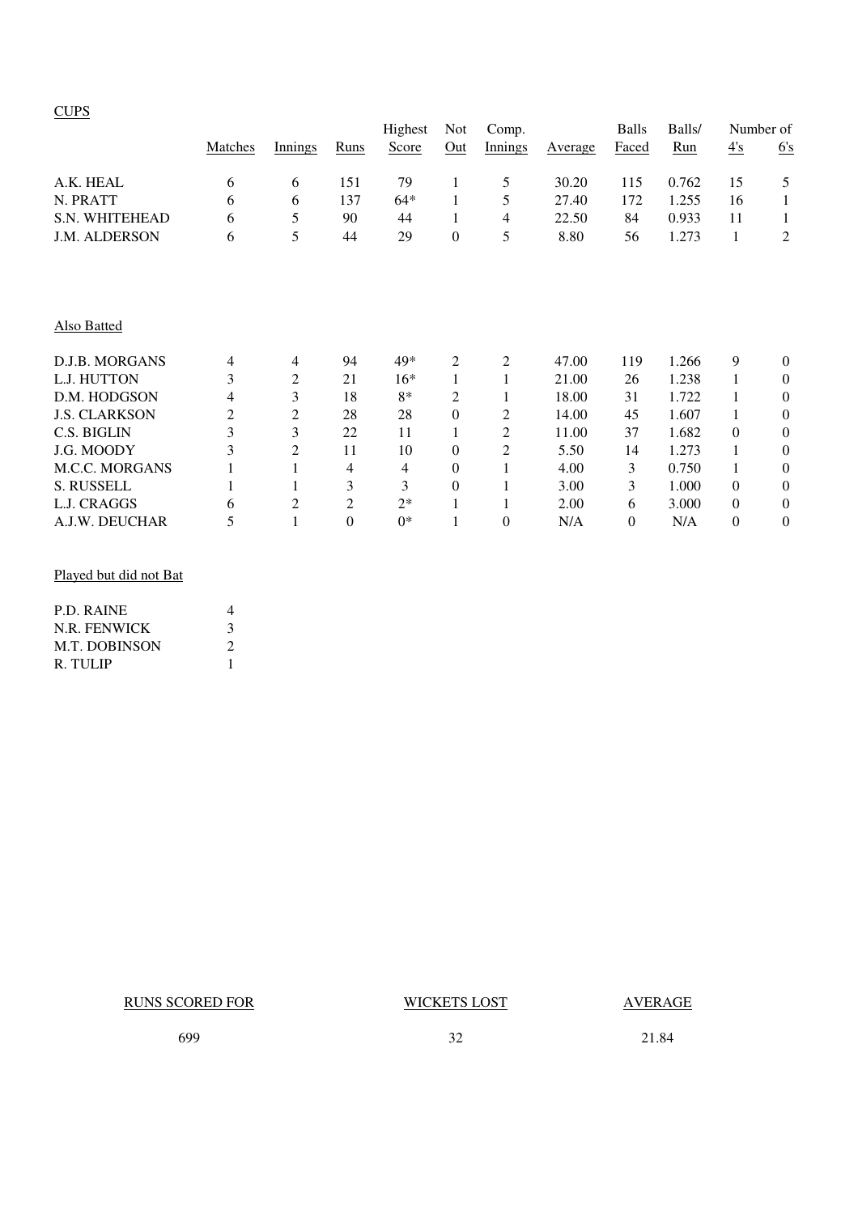CUPS

| | Matches | Innings | Runs | Highest Score | Not Out | Comp. Innings | Average | Balls Faced | Balls/ Run | Number of 4's | 6's |
|---|---|---|---|---|---|---|---|---|---|---|---|
| A.K. HEAL | 6 | 6 | 151 | 79 | 1 | 5 | 30.20 | 115 | 0.762 | 15 | 5 |
| N. PRATT | 6 | 6 | 137 | 64* | 1 | 5 | 27.40 | 172 | 1.255 | 16 | 1 |
| S.N. WHITEHEAD | 6 | 5 | 90 | 44 | 1 | 4 | 22.50 | 84 | 0.933 | 11 | 1 |
| J.M. ALDERSON | 6 | 5 | 44 | 29 | 0 | 5 | 8.80 | 56 | 1.273 | 1 | 2 |

Also Batted

| | Matches | Innings | Runs | Highest Score | Not Out | Comp. Innings | Average | Balls Faced | Balls/ Run | 4's | 6's |
|---|---|---|---|---|---|---|---|---|---|---|---|
| D.J.B. MORGANS | 4 | 4 | 94 | 49* | 2 | 2 | 47.00 | 119 | 1.266 | 9 | 0 |
| L.J. HUTTON | 3 | 2 | 21 | 16* | 1 | 1 | 21.00 | 26 | 1.238 | 1 | 0 |
| D.M. HODGSON | 4 | 3 | 18 | 8* | 2 | 1 | 18.00 | 31 | 1.722 | 1 | 0 |
| J.S. CLARKSON | 2 | 2 | 28 | 28 | 0 | 2 | 14.00 | 45 | 1.607 | 1 | 0 |
| C.S. BIGLIN | 3 | 3 | 22 | 11 | 1 | 2 | 11.00 | 37 | 1.682 | 0 | 0 |
| J.G. MOODY | 3 | 2 | 11 | 10 | 0 | 2 | 5.50 | 14 | 1.273 | 1 | 0 |
| M.C.C. MORGANS | 1 | 1 | 4 | 4 | 0 | 1 | 4.00 | 3 | 0.750 | 1 | 0 |
| S. RUSSELL | 1 | 1 | 3 | 3 | 0 | 1 | 3.00 | 3 | 1.000 | 0 | 0 |
| L.J. CRAGGS | 6 | 2 | 2 | 2* | 1 | 1 | 2.00 | 6 | 3.000 | 0 | 0 |
| A.J.W. DEUCHAR | 5 | 1 | 0 | 0* | 1 | 0 | N/A | 0 | N/A | 0 | 0 |

Played but did not Bat

| | |
|---|---|
| P.D. RAINE | 4 |
| N.R. FENWICK | 3 |
| M.T. DOBINSON | 2 |
| R. TULIP | 1 |

| RUNS SCORED FOR | WICKETS LOST | AVERAGE |
|---|---|---|
| 699 | 32 | 21.84 |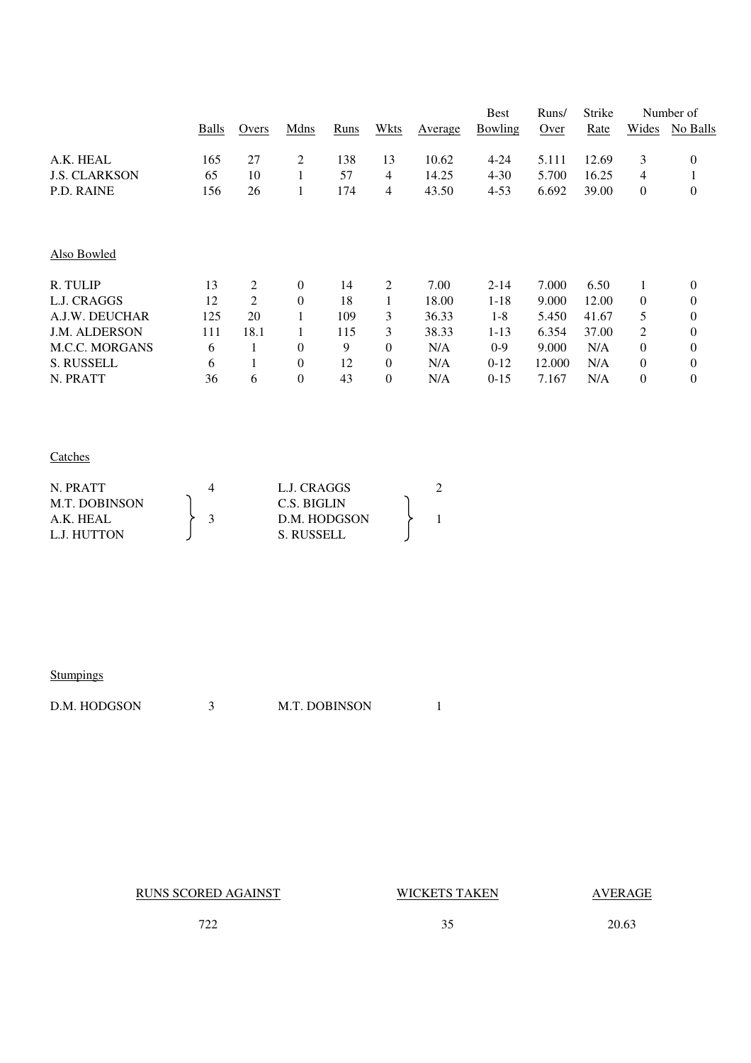| | Balls | Overs | Mdns | Runs | Wkts | Average | Best Bowling | Runs/ Over | Strike Rate | Number of Wides | No Balls |
|---|---|---|---|---|---|---|---|---|---|---|---|
| A.K. HEAL | 165 | 27 | 2 | 138 | 13 | 10.62 | 4-24 | 5.111 | 12.69 | 3 | 0 |
| J.S. CLARKSON | 65 | 10 | 1 | 57 | 4 | 14.25 | 4-30 | 5.700 | 16.25 | 4 | 1 |
| P.D. RAINE | 156 | 26 | 1 | 174 | 4 | 43.50 | 4-53 | 6.692 | 39.00 | 0 | 0 |

Also Bowled

| | Balls | Overs | Mdns | Runs | Wkts | Average | Best Bowling | Runs/ Over | Strike Rate | Wides | No Balls |
|---|---|---|---|---|---|---|---|---|---|---|---|
| R. TULIP | 13 | 2 | 0 | 14 | 2 | 7.00 | 2-14 | 7.000 | 6.50 | 1 | 0 |
| L.J. CRAGGS | 12 | 2 | 0 | 18 | 1 | 18.00 | 1-18 | 9.000 | 12.00 | 0 | 0 |
| A.J.W. DEUCHAR | 125 | 20 | 1 | 109 | 3 | 36.33 | 1-8 | 5.450 | 41.67 | 5 | 0 |
| J.M. ALDERSON | 111 | 18.1 | 1 | 115 | 3 | 38.33 | 1-13 | 6.354 | 37.00 | 2 | 0 |
| M.C.C. MORGANS | 6 | 1 | 0 | 9 | 0 | N/A | 0-9 | 9.000 | N/A | 0 | 0 |
| S. RUSSELL | 6 | 1 | 0 | 12 | 0 | N/A | 0-12 | 12.000 | N/A | 0 | 0 |
| N. PRATT | 36 | 6 | 0 | 43 | 0 | N/A | 0-15 | 7.167 | N/A | 0 | 0 |

Catches

| | | | |
|---|---|---|---|
| N. PRATT | 4 | L.J. CRAGGS | 2 |
| M.T. DOBINSON, A.K. HEAL, L.J. HUTTON | 3 | C.S. BIGLIN, D.M. HODGSON, S. RUSSELL | 1 |

Stumpings

| | | | |
|---|---|---|---|
| D.M. HODGSON | 3 | M.T. DOBINSON | 1 |

| RUNS SCORED AGAINST | WICKETS TAKEN | AVERAGE |
|---|---|---|
| 722 | 35 | 20.63 |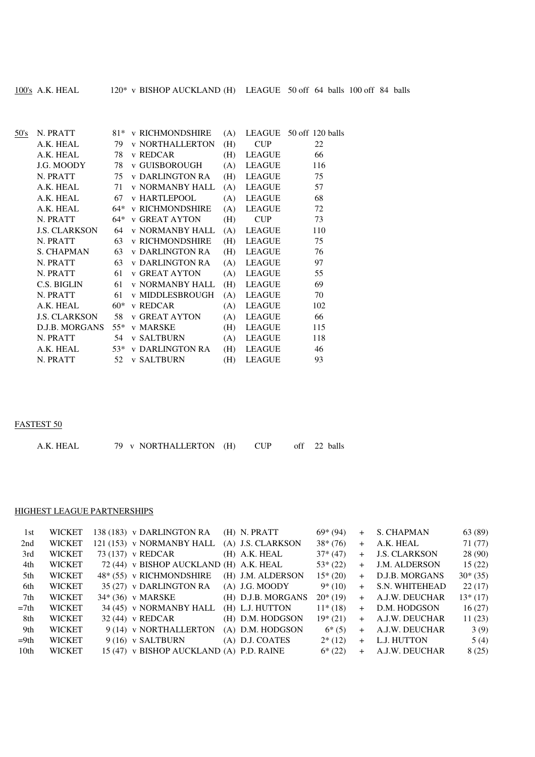100's A.K. HEAL 120* v BISHOP AUCKLAND (H) LEAGUE 50 off 64 balls 100 off 84 balls

| 50's | | | | | | 50 off balls |
|---|---|---|---|---|---|---|
| | N. PRATT | 81* | v RICHMONDSHIRE | (A) | LEAGUE | 50 off 120 balls |
| | A.K. HEAL | 79 | v NORTHALLERTON | (H) | CUP | 22 |
| | A.K. HEAL | 78 | v REDCAR | (H) | LEAGUE | 66 |
| | J.G. MOODY | 78 | v GUISBOROUGH | (A) | LEAGUE | 116 |
| | N. PRATT | 75 | v DARLINGTON RA | (H) | LEAGUE | 75 |
| | A.K. HEAL | 71 | v NORMANBY HALL | (A) | LEAGUE | 57 |
| | A.K. HEAL | 67 | v HARTLEPOOL | (A) | LEAGUE | 68 |
| | A.K. HEAL | 64* | v RICHMONDSHIRE | (A) | LEAGUE | 72 |
| | N. PRATT | 64* | v GREAT AYTON | (H) | CUP | 73 |
| | J.S. CLARKSON | 64 | v NORMANBY HALL | (A) | LEAGUE | 110 |
| | N. PRATT | 63 | v RICHMONDSHIRE | (H) | LEAGUE | 75 |
| | S. CHAPMAN | 63 | v DARLINGTON RA | (H) | LEAGUE | 76 |
| | N. PRATT | 63 | v DARLINGTON RA | (A) | LEAGUE | 97 |
| | N. PRATT | 61 | v GREAT AYTON | (A) | LEAGUE | 55 |
| | C.S. BIGLIN | 61 | v NORMANBY HALL | (H) | LEAGUE | 69 |
| | N. PRATT | 61 | v MIDDLESBROUGH | (A) | LEAGUE | 70 |
| | A.K. HEAL | 60* | v REDCAR | (A) | LEAGUE | 102 |
| | J.S. CLARKSON | 58 | v GREAT AYTON | (A) | LEAGUE | 66 |
| | D.J.B. MORGANS | 55* | v MARSKE | (H) | LEAGUE | 115 |
| | N. PRATT | 54 | v SALTBURN | (A) | LEAGUE | 118 |
| | A.K. HEAL | 53* | v DARLINGTON RA | (H) | LEAGUE | 46 |
| | N. PRATT | 52 | v SALTBURN | (H) | LEAGUE | 93 |

FASTEST 50

A.K. HEAL 79 v NORTHALLERTON (H) CUP off 22 balls

HIGHEST LEAGUE PARTNERSHIPS

| | | | | | | | | | |
|---|---|---|---|---|---|---|---|---|---|
| 1st | WICKET | 138 (183) | v DARLINGTON RA | (H) | N. PRATT | 69* (94) | + | S. CHAPMAN | 63 (89) |
| 2nd | WICKET | 121 (153) | v NORMANBY HALL | (A) | J.S. CLARKSON | 38* (76) | + | A.K. HEAL | 71 (77) |
| 3rd | WICKET | 73 (137) | v REDCAR | (H) | A.K. HEAL | 37* (47) | + | J.S. CLARKSON | 28 (90) |
| 4th | WICKET | 72 (44) | v BISHOP AUCKLAND | (H) | A.K. HEAL | 53* (22) | + | J.M. ALDERSON | 15 (22) |
| 5th | WICKET | 48* (55) | v RICHMONDSHIRE | (H) | J.M. ALDERSON | 15* (20) | + | D.J.B. MORGANS | 30* (35) |
| 6th | WICKET | 35 (27) | v DARLINGTON RA | (A) | J.G. MOODY | 9* (10) | + | S.N. WHITEHEAD | 22 (17) |
| 7th | WICKET | 34* (36) | v MARSKE | (H) | D.J.B. MORGANS | 20* (19) | + | A.J.W. DEUCHAR | 13* (17) |
| =7th | WICKET | 34 (45) | v NORMANBY HALL | (H) | L.J. HUTTON | 11* (18) | + | D.M. HODGSON | 16 (27) |
| 8th | WICKET | 32 (44) | v REDCAR | (H) | D.M. HODGSON | 19* (21) | + | A.J.W. DEUCHAR | 11 (23) |
| 9th | WICKET | 9 (14) | v NORTHALLERTON | (A) | D.M. HODGSON | 6* (5) | + | A.J.W. DEUCHAR | 3 (9) |
| =9th | WICKET | 9 (16) | v SALTBURN | (A) | D.J. COATES | 2* (12) | + | L.J. HUTTON | 5 (4) |
| 10th | WICKET | 15 (47) | v BISHOP AUCKLAND | (A) | P.D. RAINE | 6* (22) | + | A.J.W. DEUCHAR | 8 (25) |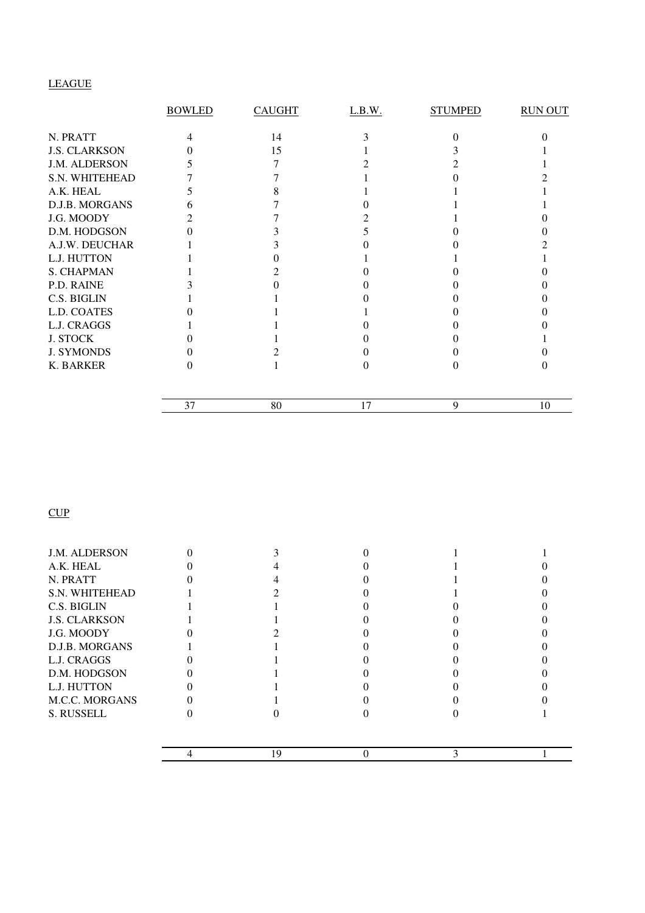LEAGUE

| | BOWLED | CAUGHT | L.B.W. | STUMPED | RUN OUT |
|---|---|---|---|---|---|
| N. PRATT | 4 | 14 | 3 | 0 | 0 |
| J.S. CLARKSON | 0 | 15 | 1 | 3 | 1 |
| J.M. ALDERSON | 5 | 7 | 2 | 2 | 1 |
| S.N. WHITEHEAD | 7 | 7 | 1 | 0 | 2 |
| A.K. HEAL | 5 | 8 | 1 | 1 | 1 |
| D.J.B. MORGANS | 6 | 7 | 0 | 1 | 1 |
| J.G. MOODY | 2 | 7 | 2 | 1 | 0 |
| D.M. HODGSON | 0 | 3 | 5 | 0 | 0 |
| A.J.W. DEUCHAR | 1 | 3 | 0 | 0 | 2 |
| L.J. HUTTON | 1 | 0 | 1 | 1 | 1 |
| S. CHAPMAN | 1 | 2 | 0 | 0 | 0 |
| P.D. RAINE | 3 | 0 | 0 | 0 | 0 |
| C.S. BIGLIN | 1 | 1 | 0 | 0 | 0 |
| L.D. COATES | 0 | 1 | 1 | 0 | 0 |
| L.J. CRAGGS | 1 | 1 | 0 | 0 | 0 |
| J. STOCK | 0 | 1 | 0 | 0 | 1 |
| J. SYMONDS | 0 | 2 | 0 | 0 | 0 |
| K. BARKER | 0 | 1 | 0 | 0 | 0 |
| | 37 | 80 | 17 | 9 | 10 |

CUP

| | BOWLED | CAUGHT | L.B.W. | STUMPED | RUN OUT |
|---|---|---|---|---|---|
| J.M. ALDERSON | 0 | 3 | 0 | 1 | 1 |
| A.K. HEAL | 0 | 4 | 0 | 1 | 0 |
| N. PRATT | 0 | 4 | 0 | 1 | 0 |
| S.N. WHITEHEAD | 1 | 2 | 0 | 1 | 0 |
| C.S. BIGLIN | 1 | 1 | 0 | 0 | 0 |
| J.S. CLARKSON | 1 | 1 | 0 | 0 | 0 |
| J.G. MOODY | 0 | 2 | 0 | 0 | 0 |
| D.J.B. MORGANS | 1 | 1 | 0 | 0 | 0 |
| L.J. CRAGGS | 0 | 1 | 0 | 0 | 0 |
| D.M. HODGSON | 0 | 1 | 0 | 0 | 0 |
| L.J. HUTTON | 0 | 1 | 0 | 0 | 0 |
| M.C.C. MORGANS | 0 | 1 | 0 | 0 | 0 |
| S. RUSSELL | 0 | 0 | 0 | 0 | 1 |
| | 4 | 19 | 0 | 3 | 1 |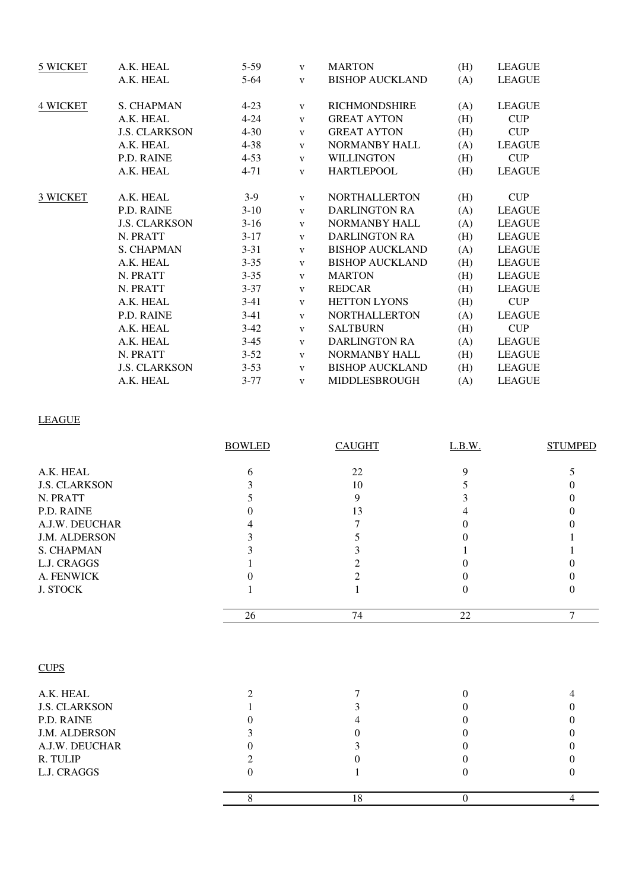| | | | | | | |
|---|---|---|---|---|---|---|
| 5 WICKET | A.K. HEAL | 5-59 | v | MARTON | (H) | LEAGUE |
| | A.K. HEAL | 5-64 | v | BISHOP AUCKLAND | (A) | LEAGUE |
| 4 WICKET | S. CHAPMAN | 4-23 | v | RICHMONDSHIRE | (A) | LEAGUE |
| | A.K. HEAL | 4-24 | v | GREAT AYTON | (H) | CUP |
| | J.S. CLARKSON | 4-30 | v | GREAT AYTON | (H) | CUP |
| | A.K. HEAL | 4-38 | v | NORMANBY HALL | (A) | LEAGUE |
| | P.D. RAINE | 4-53 | v | WILLINGTON | (H) | CUP |
| | A.K. HEAL | 4-71 | v | HARTLEPOOL | (H) | LEAGUE |
| 3 WICKET | A.K. HEAL | 3-9 | v | NORTHALLERTON | (H) | CUP |
| | P.D. RAINE | 3-10 | v | DARLINGTON RA | (A) | LEAGUE |
| | J.S. CLARKSON | 3-16 | v | NORMANBY HALL | (A) | LEAGUE |
| | N. PRATT | 3-17 | v | DARLINGTON RA | (H) | LEAGUE |
| | S. CHAPMAN | 3-31 | v | BISHOP AUCKLAND | (A) | LEAGUE |
| | A.K. HEAL | 3-35 | v | BISHOP AUCKLAND | (H) | LEAGUE |
| | N. PRATT | 3-35 | v | MARTON | (H) | LEAGUE |
| | N. PRATT | 3-37 | v | REDCAR | (H) | LEAGUE |
| | A.K. HEAL | 3-41 | v | HETTON LYONS | (H) | CUP |
| | P.D. RAINE | 3-41 | v | NORTHALLERTON | (A) | LEAGUE |
| | A.K. HEAL | 3-42 | v | SALTBURN | (H) | CUP |
| | A.K. HEAL | 3-45 | v | DARLINGTON RA | (A) | LEAGUE |
| | N. PRATT | 3-52 | v | NORMANBY HALL | (H) | LEAGUE |
| | J.S. CLARKSON | 3-53 | v | BISHOP AUCKLAND | (H) | LEAGUE |
| | A.K. HEAL | 3-77 | v | MIDDLESBROUGH | (A) | LEAGUE |

## LEAGUE

| | BOWLED | CAUGHT | L.B.W. | STUMPED |
|---|---|---|---|---|
| A.K. HEAL | 6 | 22 | 9 | 5 |
| J.S. CLARKSON | 3 | 10 | 5 | 0 |
| N. PRATT | 5 | 9 | 3 | 0 |
| P.D. RAINE | 0 | 13 | 4 | 0 |
| A.J.W. DEUCHAR | 4 | 7 | 0 | 0 |
| J.M. ALDERSON | 3 | 5 | 0 | 1 |
| S. CHAPMAN | 3 | 3 | 1 | 1 |
| L.J. CRAGGS | 1 | 2 | 0 | 0 |
| A. FENWICK | 0 | 2 | 0 | 0 |
| J. STOCK | 1 | 1 | 0 | 0 |
| | 26 | 74 | 22 | 7 |

## CUPS

| | BOWLED | CAUGHT | L.B.W. | STUMPED |
|---|---|---|---|---|
| A.K. HEAL | 2 | 7 | 0 | 4 |
| J.S. CLARKSON | 1 | 3 | 0 | 0 |
| P.D. RAINE | 0 | 4 | 0 | 0 |
| J.M. ALDERSON | 3 | 0 | 0 | 0 |
| A.J.W. DEUCHAR | 0 | 3 | 0 | 0 |
| R. TULIP | 2 | 0 | 0 | 0 |
| L.J. CRAGGS | 0 | 1 | 0 | 0 |
| | 8 | 18 | 0 | 4 |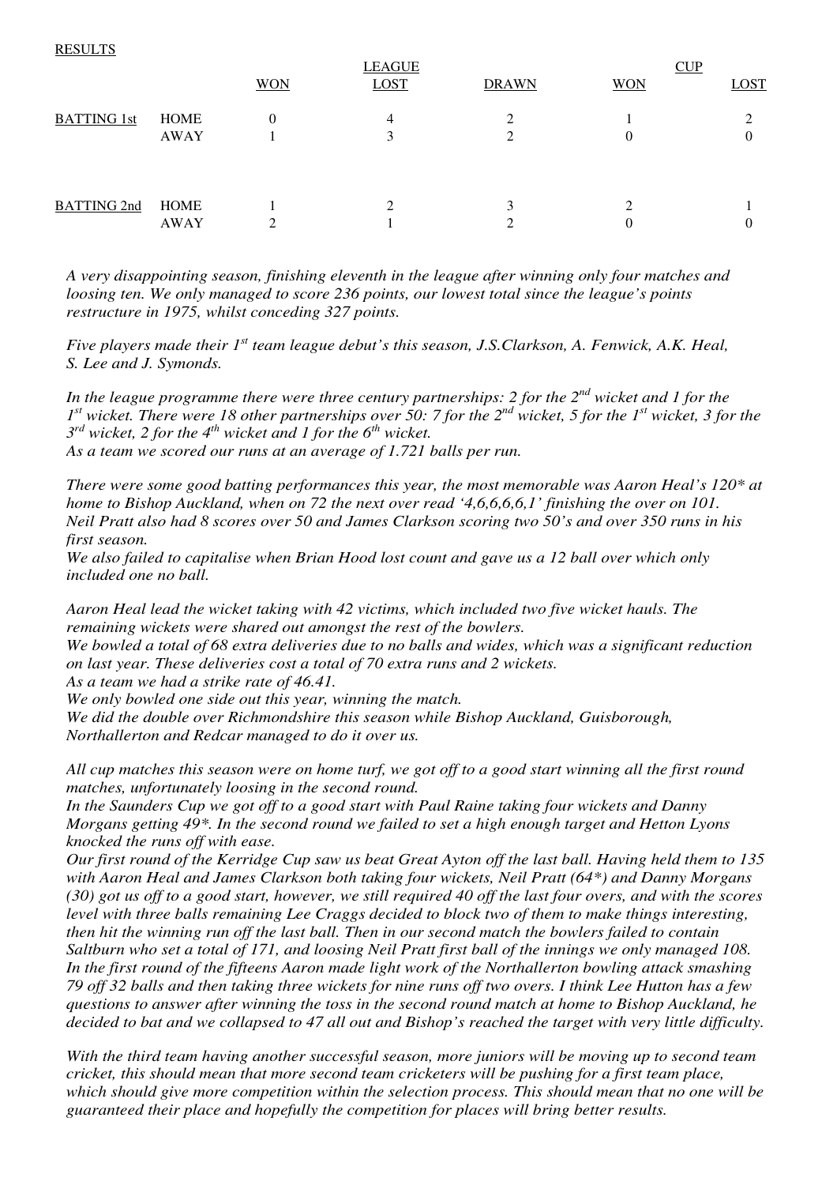RESULTS

| | | LEAGUE | | | CUP | |
|---|---|---|---|---|---|---|
| | | WON | LOST | DRAWN | WON | LOST |
| BATTING 1st | HOME | 0 | 4 | 2 | 1 | 2 |
| | AWAY | 1 | 3 | 2 | 0 | 0 |
| BATTING 2nd | HOME | 1 | 2 | 3 | 2 | 1 |
| | AWAY | 2 | 1 | 2 | 0 | 0 |

*A very disappointing season, finishing eleventh in the league after winning only four matches and loosing ten. We only managed to score 236 points, our lowest total since the league's points restructure in 1975, whilst conceding 327 points.*

*Five players made their 1st team league debut's this season, J.S.Clarkson, A. Fenwick, A.K. Heal, S. Lee and J. Symonds.*

*In the league programme there were three century partnerships: 2 for the 2nd wicket and 1 for the 1st wicket. There were 18 other partnerships over 50: 7 for the 2nd wicket, 5 for the 1st wicket, 3 for the 3rd wicket, 2 for the 4th wicket and 1 for the 6th wicket.*
*As a team we scored our runs at an average of 1.721 balls per run.*

*There were some good batting performances this year, the most memorable was Aaron Heal's 120\* at home to Bishop Auckland, when on 72 the next over read '4,6,6,6,6,1' finishing the over on 101. Neil Pratt also had 8 scores over 50 and James Clarkson scoring two 50's and over 350 runs in his first season.*
*We also failed to capitalise when Brian Hood lost count and gave us a 12 ball over which only included one no ball.*

*Aaron Heal lead the wicket taking with 42 victims, which included two five wicket hauls. The remaining wickets were shared out amongst the rest of the bowlers.*
*We bowled a total of 68 extra deliveries due to no balls and wides, which was a significant reduction on last year. These deliveries cost a total of 70 extra runs and 2 wickets.*
*As a team we had a strike rate of 46.41.*
*We only bowled one side out this year, winning the match.*
*We did the double over Richmondshire this season while Bishop Auckland, Guisborough, Northallerton and Redcar managed to do it over us.*

*All cup matches this season were on home turf, we got off to a good start winning all the first round matches, unfortunately loosing in the second round.*
*In the Saunders Cup we got off to a good start with Paul Raine taking four wickets and Danny Morgans getting 49\*. In the second round we failed to set a high enough target and Hetton Lyons knocked the runs off with ease.*
*Our first round of the Kerridge Cup saw us beat Great Ayton off the last ball. Having held them to 135 with Aaron Heal and James Clarkson both taking four wickets, Neil Pratt (64\*) and Danny Morgans (30) got us off to a good start, however, we still required 40 off the last four overs, and with the scores level with three balls remaining Lee Craggs decided to block two of them to make things interesting, then hit the winning run off the last ball. Then in our second match the bowlers failed to contain Saltburn who set a total of 171, and loosing Neil Pratt first ball of the innings we only managed 108. In the first round of the fifteens Aaron made light work of the Northallerton bowling attack smashing 79 off 32 balls and then taking three wickets for nine runs off two overs. I think Lee Hutton has a few questions to answer after winning the toss in the second round match at home to Bishop Auckland, he decided to bat and we collapsed to 47 all out and Bishop's reached the target with very little difficulty.*

*With the third team having another successful season, more juniors will be moving up to second team cricket, this should mean that more second team cricketers will be pushing for a first team place, which should give more competition within the selection process. This should mean that no one will be guaranteed their place and hopefully the competition for places will bring better results.*